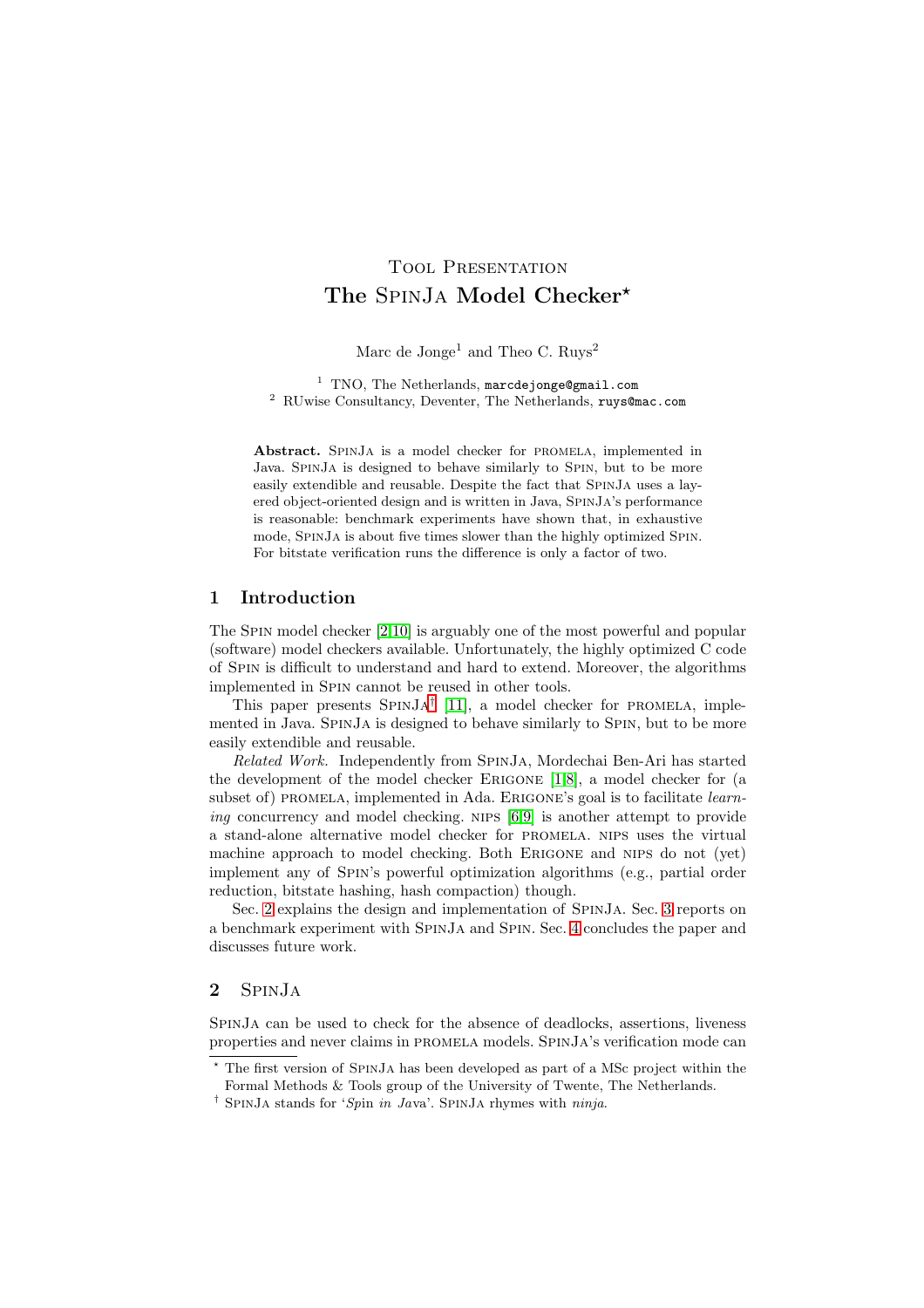Tool Presentation

# The SpinJa Model Checker*

Marc de Jonge[1] and Theo C. Ruys[2]

[1] TNO, The Netherlands, `marcdejonge@gmail.com`
[2] RUwise Consultancy, Deventer, The Netherlands, `ruys@mac.com`

**Abstract.** SpinJa is a model checker for promela, implemented in Java. SpinJa is designed to behave similarly to Spin, but to be more easily extendible and reusable. Despite the fact that SpinJa uses a layered object-oriented design and is written in Java, SpinJa's performance is reasonable: benchmark experiments have shown that, in exhaustive mode, SpinJa is about five times slower than the highly optimized Spin. For bitstate verification runs the difference is only a factor of two.

## 1 Introduction

The Spin model checker [2,10] is arguably one of the most powerful and popular (software) model checkers available. Unfortunately, the highly optimized C code of Spin is difficult to understand and hard to extend. Moreover, the algorithms implemented in Spin cannot be reused in other tools.

This paper presents SpinJa† [11], a model checker for promela, implemented in Java. SpinJa is designed to behave similarly to Spin, but to be more easily extendible and reusable.

*Related Work.* Independently from SpinJa, Mordechai Ben-Ari has started the development of the model checker Erigone [1,8], a model checker for (a subset of) promela, implemented in Ada. Erigone's goal is to facilitate *learning* concurrency and model checking. nips [6,9] is another attempt to provide a stand-alone alternative model checker for promela. nips uses the virtual machine approach to model checking. Both Erigone and nips do not (yet) implement any of Spin's powerful optimization algorithms (e.g., partial order reduction, bitstate hashing, hash compaction) though.

Sec. 2 explains the design and implementation of SpinJa. Sec. 3 reports on a benchmark experiment with SpinJa and Spin. Sec. 4 concludes the paper and discusses future work.

## 2 SpinJa

SpinJa can be used to check for the absence of deadlocks, assertions, liveness properties and never claims in promela models. SpinJa's verification mode can

* The first version of SpinJa has been developed as part of a MSc project within the Formal Methods & Tools group of the University of Twente, The Netherlands.

† SpinJa stands for '*Sp*in *in Ja*va'. SpinJa rhymes with *ninja*.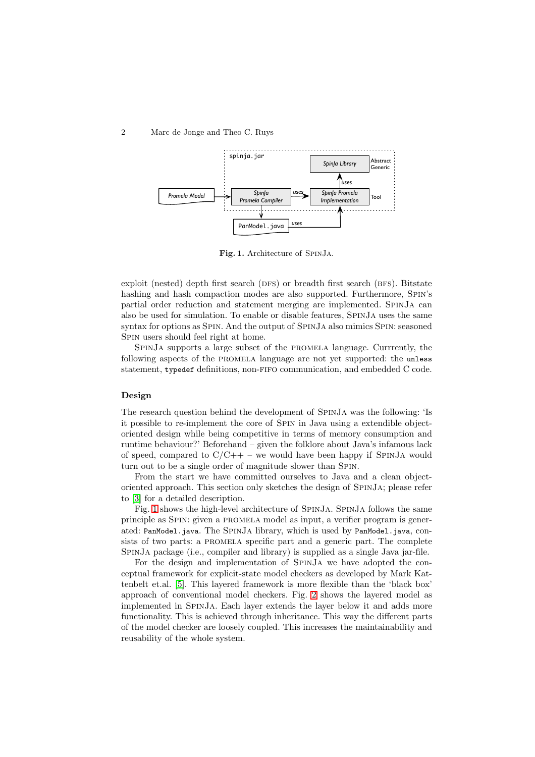Fig. 1. Architecture of SpinJa.

exploit (nested) depth first search (DFS) or breadth first search (BFS). Bitstate hashing and hash compaction modes are also supported. Furthermore, Spin's partial order reduction and statement merging are implemented. SpinJa can also be used for simulation. To enable or disable features, SpinJa uses the same syntax for options as Spin. And the output of SpinJa also mimics Spin: seasoned Spin users should feel right at home.

SpinJa supports a large subset of the PROMELA language. Currrently, the following aspects of the PROMELA language are not yet supported: the `unless` statement, `typedef` definitions, non-FIFO communication, and embedded C code.

## Design

The research question behind the development of SpinJa was the following: 'Is it possible to re-implement the core of Spin in Java using a extendible object-oriented design while being competitive in terms of memory consumption and runtime behaviour?' Beforehand – given the folklore about Java's infamous lack of speed, compared to C/C++ – we would have been happy if SpinJa would turn out to be a single order of magnitude slower than Spin.

From the start we have committed ourselves to Java and a clean object-oriented approach. This section only sketches the design of SpinJa; please refer to [3] for a detailed description.

Fig. 1 shows the high-level architecture of SpinJa. SpinJa follows the same principle as Spin: given a PROMELA model as input, a verifier program is generated: `PanModel.java`. The SpinJa library, which is used by `PanModel.java`, consists of two parts: a PROMELA specific part and a generic part. The complete SpinJa package (i.e., compiler and library) is supplied as a single Java jar-file.

For the design and implementation of SpinJa we have adopted the conceptual framework for explicit-state model checkers as developed by Mark Kattenbelt et.al. [5]. This layered framework is more flexible than the 'black box' approach of conventional model checkers. Fig. 2 shows the layered model as implemented in SpinJa. Each layer extends the layer below it and adds more functionality. This is achieved through inheritance. This way the different parts of the model checker are loosely coupled. This increases the maintainability and reusability of the whole system.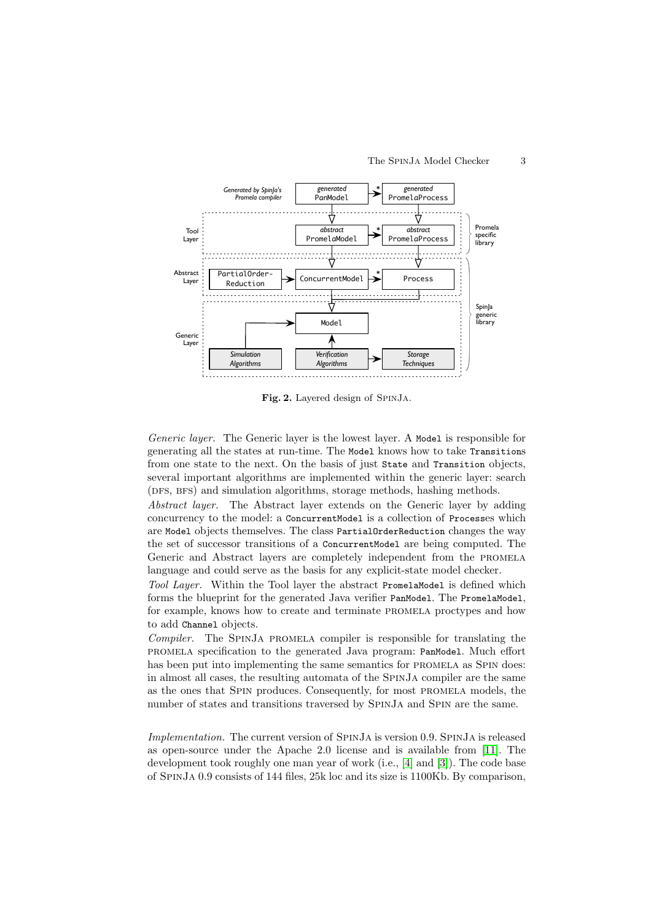Fig. 2. Layered design of SpinJa.

*Generic layer.* The Generic layer is the lowest layer. A `Model` is responsible for generating all the states at run-time. The `Model` knows how to take `Transition`s from one state to the next. On the basis of just `State` and `Transition` objects, several important algorithms are implemented within the generic layer: search (DFS, BFS) and simulation algorithms, storage methods, hashing methods.

*Abstract layer.* The Abstract layer extends on the Generic layer by adding concurrency to the model: a `ConcurrentModel` is a collection of `Process`es which are `Model` objects themselves. The class `PartialOrderReduction` changes the way the set of successor transitions of a `ConcurrentModel` are being computed. The Generic and Abstract layers are completely independent from the PROMELA language and could serve as the basis for any explicit-state model checker.

*Tool Layer.* Within the Tool layer the abstract `PromelaModel` is defined which forms the blueprint for the generated Java verifier `PanModel`. The `PromelaModel`, for example, knows how to create and terminate PROMELA proctypes and how to add `Channel` objects.

*Compiler.* The SpinJa PROMELA compiler is responsible for translating the PROMELA specification to the generated Java program: `PanModel`. Much effort has been put into implementing the same semantics for PROMELA as SPIN does: in almost all cases, the resulting automata of the SpinJa compiler are the same as the ones that SPIN produces. Consequently, for most PROMELA models, the number of states and transitions traversed by SpinJa and SPIN are the same.

*Implementation.* The current version of SpinJa is version 0.9. SpinJa is released as open-source under the Apache 2.0 license and is available from [11]. The development took roughly one man year of work (i.e., [4] and [3]). The code base of SpinJa 0.9 consists of 144 files, 25k loc and its size is 1100Kb. By comparison,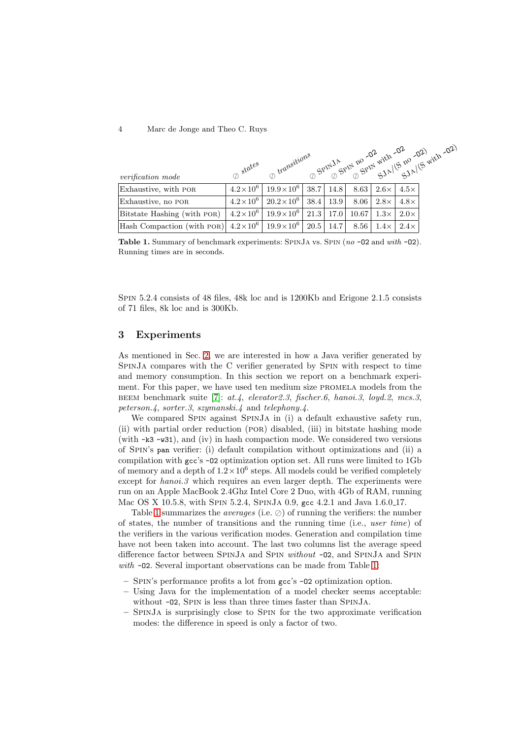| *verification mode* | ⊘ states | ⊘ transitions | ⊘ SpinJa | ⊘ Spin no -O2 | ⊘ Spin with -O2 | SJA/(S no -O2) | SJA/(S with -O2) |
|---|---|---|---|---|---|---|---|
| Exhaustive, with POR | $4.2\times10^6$ | $19.9\times10^6$ | 38.7 | 14.8 | 8.63 | 2.6× | 4.5× |
| Exhaustive, no POR | $4.2\times10^6$ | $20.2\times10^6$ | 38.4 | 13.9 | 8.06 | 2.8× | 4.8× |
| Bitstate Hashing (with POR) | $4.2\times10^6$ | $19.9\times10^6$ | 21.3 | 17.0 | 10.67 | 1.3× | 2.0× |
| Hash Compaction (with POR) | $4.2\times10^6$ | $19.9\times10^6$ | 20.5 | 14.7 | 8.56 | 1.4× | 2.4× |

**Table 1.** Summary of benchmark experiments: SpinJa vs. Spin (*no* `-O2` and *with* `-O2`). Running times are in seconds.

Spin 5.2.4 consists of 48 files, 48k loc and is 1200Kb and Erigone 2.1.5 consists of 71 files, 8k loc and is 300Kb.

## 3 Experiments

As mentioned in Sec. 2, we are interested in how a Java verifier generated by SpinJa compares with the C verifier generated by Spin with respect to time and memory consumption. In this section we report on a benchmark experiment. For this paper, we have used ten medium size PROMELA models from the BEEM benchmark suite [7]: *at.4*, *elevator2.3*, *fischer.6*, *hanoi.3*, *loyd.2*, *mcs.3*, *peterson.4*, *sorter.3*, *szymanski.4* and *telephony.4*.

We compared Spin against SpinJa in (i) a default exhaustive safety run, (ii) with partial order reduction (POR) disabled, (iii) in bitstate hashing mode (with `-k3 -w31`), and (iv) in hash compaction mode. We considered two versions of Spin's `pan` verifier: (i) default compilation without optimizations and (ii) a compilation with `gcc`'s `-O2` optimization option set. All runs were limited to 1Gb of memory and a depth of $1.2\times10^6$ steps. All models could be verified completely except for *hanoi.3* which requires an even larger depth. The experiments were run on an Apple MacBook 2.4Ghz Intel Core 2 Duo, with 4Gb of RAM, running Mac OS X 10.5.8, with Spin 5.2.4, SpinJa 0.9, `gcc` 4.2.1 and Java 1.6.0_17.

Table 1 summarizes the *averages* (i.e. ⊘) of running the verifiers: the number of states, the number of transitions and the running time (i.e., *user time*) of the verifiers in the various verification modes. Generation and compilation time have not been taken into account. The last two columns list the average speed difference factor between SpinJa and Spin *without* `-O2`, and SpinJa and Spin *with* `-O2`. Several important observations can be made from Table 1:

- Spin's performance profits a lot from `gcc`'s `-O2` optimization option.
- Using Java for the implementation of a model checker seems acceptable: without `-O2`, Spin is less than three times faster than SpinJa.
- SpinJa is surprisingly close to Spin for the two approximate verification modes: the difference in speed is only a factor of two.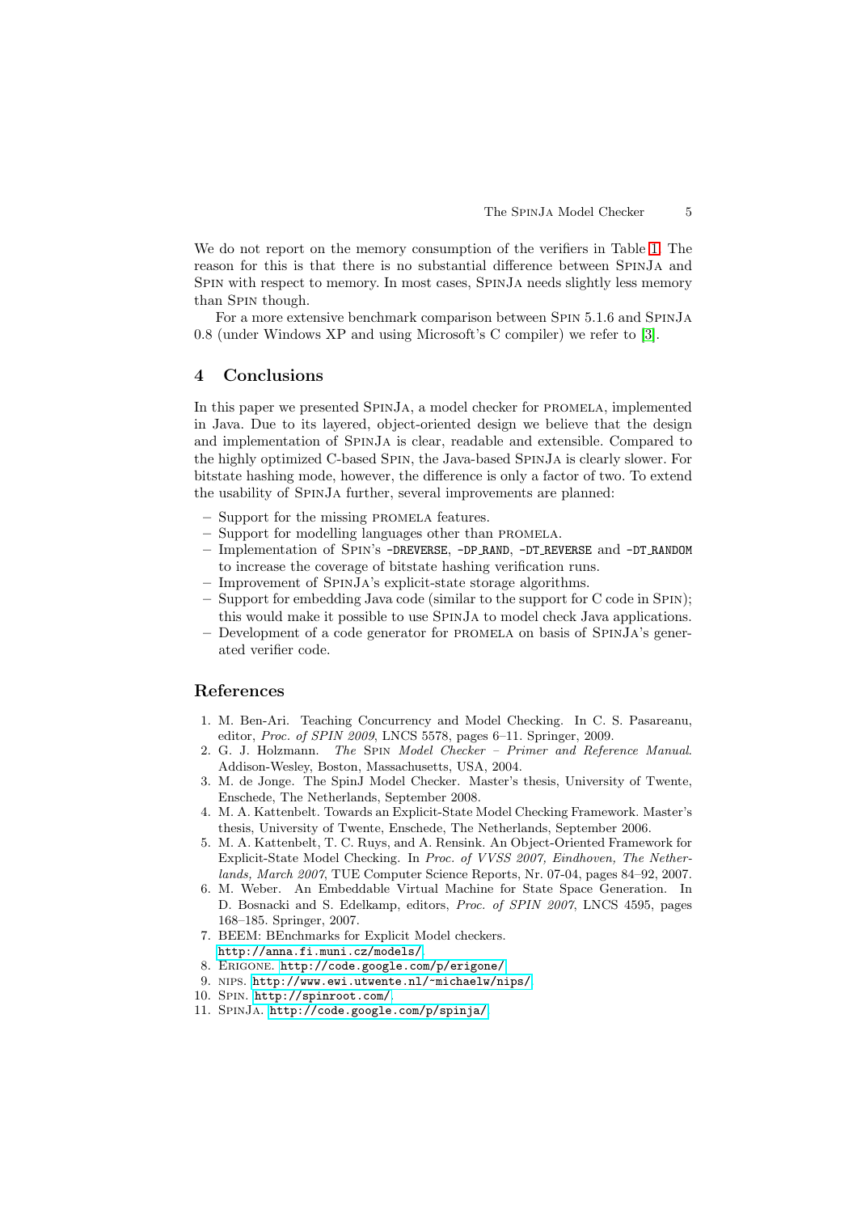We do not report on the memory consumption of the verifiers in Table 1. The reason for this is that there is no substantial difference between SpinJa and Spin with respect to memory. In most cases, SpinJa needs slightly less memory than Spin though.

For a more extensive benchmark comparison between Spin 5.1.6 and SpinJa 0.8 (under Windows XP and using Microsoft's C compiler) we refer to [3].

## 4 Conclusions

In this paper we presented SpinJa, a model checker for promela, implemented in Java. Due to its layered, object-oriented design we believe that the design and implementation of SpinJa is clear, readable and extensible. Compared to the highly optimized C-based Spin, the Java-based SpinJa is clearly slower. For bitstate hashing mode, however, the difference is only a factor of two. To extend the usability of SpinJa further, several improvements are planned:

- Support for the missing promela features.
- Support for modelling languages other than promela.
- Implementation of Spin's `-DREVERSE`, `-DP_RAND`, `-DT_REVERSE` and `-DT_RANDOM` to increase the coverage of bitstate hashing verification runs.
- Improvement of SpinJa's explicit-state storage algorithms.
- Support for embedding Java code (similar to the support for C code in Spin); this would make it possible to use SpinJa to model check Java applications.
- Development of a code generator for promela on basis of SpinJa's generated verifier code.

## References

1. M. Ben-Ari. Teaching Concurrency and Model Checking. In C. S. Pasareanu, editor, *Proc. of SPIN 2009*, LNCS 5578, pages 6–11. Springer, 2009.
2. G. J. Holzmann. *The Spin Model Checker – Primer and Reference Manual*. Addison-Wesley, Boston, Massachusetts, USA, 2004.
3. M. de Jonge. The SpinJ Model Checker. Master's thesis, University of Twente, Enschede, The Netherlands, September 2008.
4. M. A. Kattenbelt. Towards an Explicit-State Model Checking Framework. Master's thesis, University of Twente, Enschede, The Netherlands, September 2006.
5. M. A. Kattenbelt, T. C. Ruys, and A. Rensink. An Object-Oriented Framework for Explicit-State Model Checking. In *Proc. of VVSS 2007, Eindhoven, The Netherlands, March 2007*, TUE Computer Science Reports, Nr. 07-04, pages 84–92, 2007.
6. M. Weber. An Embeddable Virtual Machine for State Space Generation. In D. Bosnacki and S. Edelkamp, editors, *Proc. of SPIN 2007*, LNCS 4595, pages 168–185. Springer, 2007.
7. BEEM: BEnchmarks for Explicit Model checkers. `http://anna.fi.muni.cz/models/`.
8. Erigone. `http://code.google.com/p/erigone/`.
9. nips. `http://www.ewi.utwente.nl/~michaelw/nips/`.
10. Spin. `http://spinroot.com/`.
11. SpinJa. `http://code.google.com/p/spinja/`.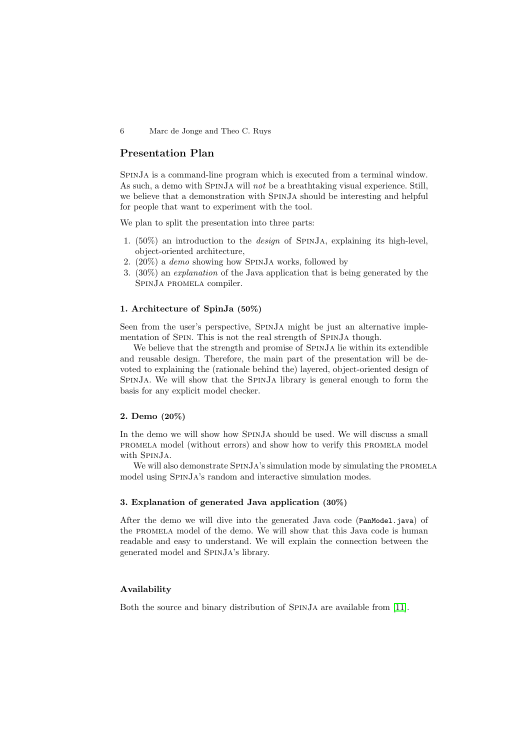## Presentation Plan

SpinJa is a command-line program which is executed from a terminal window. As such, a demo with SpinJa will *not* be a breathtaking visual experience. Still, we believe that a demonstration with SpinJa should be interesting and helpful for people that want to experiment with the tool.

We plan to split the presentation into three parts:

1. (50%) an introduction to the *design* of SpinJa, explaining its high-level, object-oriented architecture,
2. (20%) a *demo* showing how SpinJa works, followed by
3. (30%) an *explanation* of the Java application that is being generated by the SpinJa promela compiler.

### 1. Architecture of SpinJa (50%)

Seen from the user's perspective, SpinJa might be just an alternative implementation of Spin. This is not the real strength of SpinJa though.

We believe that the strength and promise of SpinJa lie within its extendible and reusable design. Therefore, the main part of the presentation will be devoted to explaining the (rationale behind the) layered, object-oriented design of SpinJa. We will show that the SpinJa library is general enough to form the basis for any explicit model checker.

### 2. Demo (20%)

In the demo we will show how SpinJa should be used. We will discuss a small promela model (without errors) and show how to verify this promela model with SpinJa.

We will also demonstrate SpinJa's simulation mode by simulating the promela model using SpinJa's random and interactive simulation modes.

### 3. Explanation of generated Java application (30%)

After the demo we will dive into the generated Java code (`PanModel.java`) of the promela model of the demo. We will show that this Java code is human readable and easy to understand. We will explain the connection between the generated model and SpinJa's library.

### Availability

Both the source and binary distribution of SpinJa are available from [11].